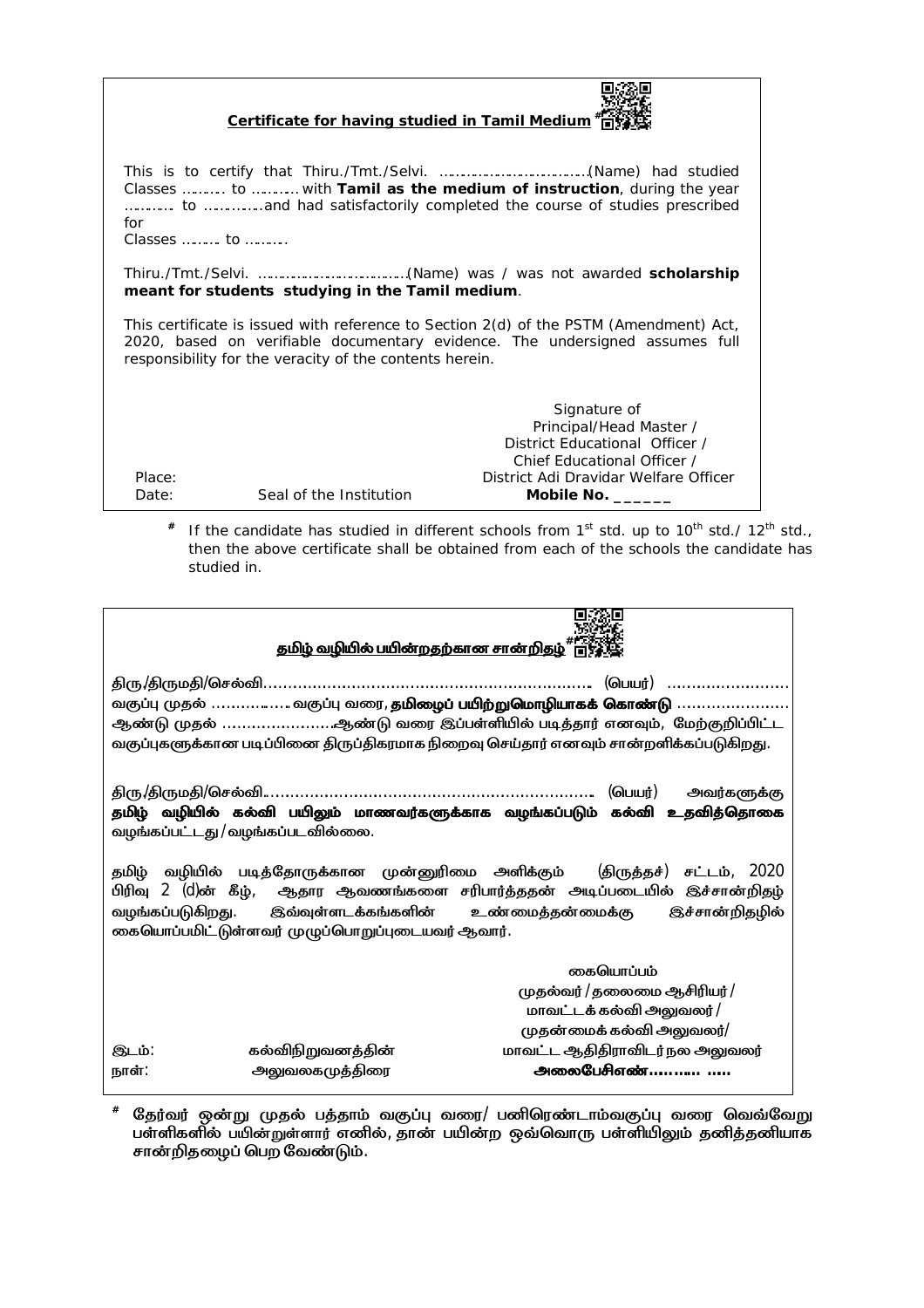**Certificate for having studied in Tamil Medium** #

This is to certify that Thiru./Tmt./Selvi. …………………………..(Name) had studied Classes ……… to ………. with **Tamil as the medium of instruction**, during the year ……….. to …………and had satisfactorily completed the course of studies prescribed for
Classes …….. to ……….

Thiru./Tmt./Selvi. …………………………..(Name) was / was not awarded **scholarship meant for students studying in the Tamil medium**.

This certificate is issued with reference to Section 2(d) of the PSTM (Amendment) Act, 2020, based on verifiable documentary evidence. The undersigned assumes full responsibility for the veracity of the contents herein.

Signature of
Principal/Head Master /
District Educational Officer /
Chief Educational Officer /
District Adi Dravidar Welfare Officer

Place:
Date: Seal of the Institution **Mobile No. \_\_\_\_\_\_**

# If the candidate has studied in different schools from 1st std. up to 10th std./ 12th std., then the above certificate shall be obtained from each of the schools the candidate has studied in.

**தமிழ் வழியில் பயின்றதற்கான சான்றிதழ்** #

திரு/திருமதி/செல்வி………………………………………………………… (பெயர்) …………………… வகுப்பு முதல் ……………… வகுப்பு வரை, **தமிழைப் பயிற்றுமொழியாகக் கொண்டு** …………………… ஆண்டு முதல் ……………………ஆண்டு வரை இப்பள்ளியில் படித்தார் எனவும், மேற்குறிப்பிட்ட வகுப்புகளுக்கான படிப்பினை திருப்திகரமாக நிறைவு செய்தார் எனவும் சான்றளிக்கப்படுகிறது.

திரு/திருமதி/செல்வி………………………………………………………… (பெயர்) அவர்களுக்கு **தமிழ் வழியில் கல்வி பயிலும் மாணவர்களுக்காக வழங்கப்படும் கல்வி உதவித்தொகை** வழங்கப்பட்டது / வழங்கப்படவில்லை.

தமிழ் வழியில் படித்தோருக்கான முன்னுரிமை அளிக்கும் (திருத்தச்) சட்டம், 2020 பிரிவு 2 (d)ன் கீழ், ஆதார ஆவணங்களை சரிபார்த்ததன் அடிப்படையில் இச்சான்றிதழ் வழங்கப்படுகிறது. இவ்வுள்ளடக்கங்களின் உண்மைத்தன்மைக்கு இச்சான்றிதழில் கையொப்பமிட்டுள்ளவர் முழுப்பொறுப்புடையவர் ஆவார்.

கையொப்பம்
முதல்வர் / தலைமை ஆசிரியர் /
மாவட்டக் கல்வி அலுவலர் /
முதன்மைக் கல்வி அலுவலர்/
மாவட்ட ஆதிதிராவிடர் நல அலுவலர்

இடம்: கல்விநிறுவனத்தின்
நாள்: அலுவலகமுத்திரை **அலைபேசிஎண்……….. …..**

# தேர்வர் ஒன்று முதல் பத்தாம் வகுப்பு வரை/ பனிரெண்டாம்வகுப்பு வரை வெவ்வேறு பள்ளிகளில் பயின்றுள்ளார் எனில், தான் பயின்ற ஒவ்வொரு பள்ளியிலும் தனித்தனியாக சான்றிதழைப் பெற வேண்டும்.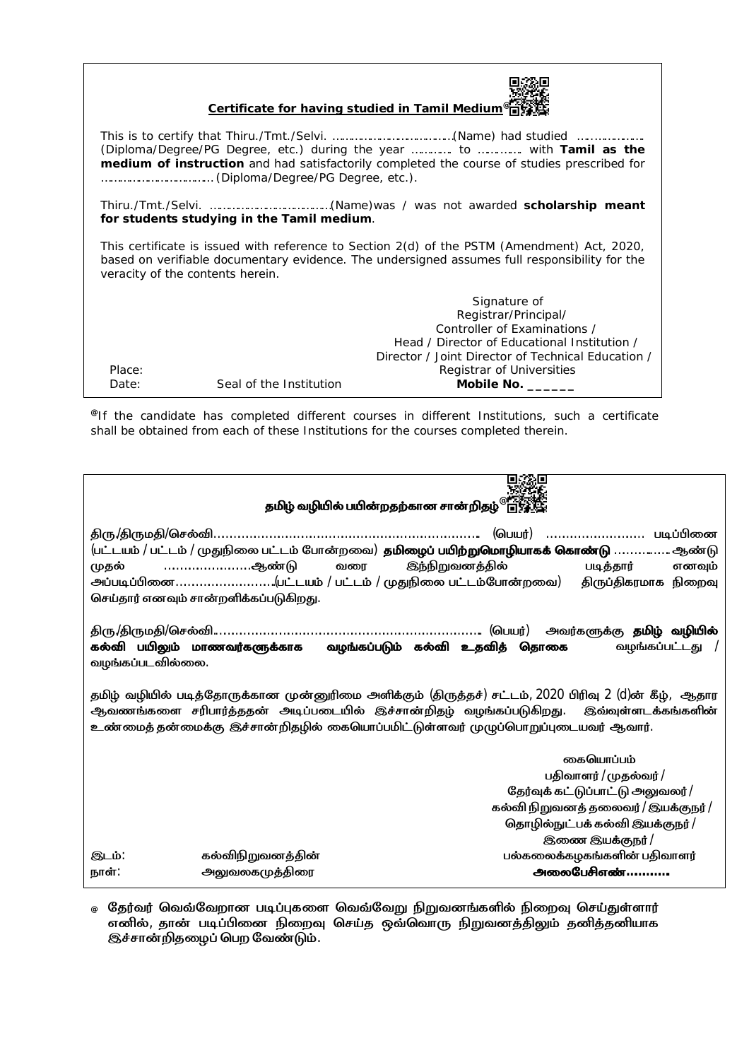## Certificate for having studied in Tamil Medium[@]

This is to certify that Thiru./Tmt./Selvi. ……………………………(Name) had studied ……………… (Diploma/Degree/PG Degree, etc.) during the year ……….. to ……….. with **Tamil as the medium of instruction** and had satisfactorily completed the course of studies prescribed for ……………………….(Diploma/Degree/PG Degree, etc.).

Thiru./Tmt./Selvi. …………………………..(Name)was / was not awarded **scholarship meant for students studying in the Tamil medium**.

This certificate is issued with reference to Section 2(d) of the PSTM (Amendment) Act, 2020, based on verifiable documentary evidence. The undersigned assumes full responsibility for the veracity of the contents herein.

Signature of
Registrar/Principal/
Controller of Examinations /
Head / Director of Educational Institution /
Director / Joint Director of Technical Education /
Registrar of Universities
**Mobile No. ______**

Place:
Date:
Seal of the Institution

[@]If the candidate has completed different courses in different Institutions, such a certificate shall be obtained from each of these Institutions for the courses completed therein.

## தமிழ் வழியில் பயின்றதற்கான சான்றிதழ்[@]

திரு./திருமதி/செல்வி…………………………………………………………. (பெயர்) …………………… படிப்பினை (பட்டயம் / பட்டம் / முதுநிலை பட்டம் போன்றவை) **தமிழைப் பயிற்றுமொழியாகக் கொண்டு** …………..ஆண்டு முதல் ………………….ஆண்டு வரை இந்நிறுவனத்தில் படித்தார் எனவும் அப்படிப்பினை…………………….(பட்டயம் / பட்டம் / முதுநிலை பட்டம்போன்றவை) திருப்திகரமாக நிறைவு செய்தார் எனவும் சான்றளிக்கப்படுகிறது.

திரு./திருமதி/செல்வி…………………………………………………………. (பெயர்) அவர்களுக்கு **தமிழ் வழியில் கல்வி பயிலும் மாணவர்களுக்காக வழங்கப்படும் கல்வி உதவித் தொகை** வழங்கப்பட்டது / வழங்கப்படவில்லை.

தமிழ் வழியில் படித்தோருக்கான முன்னுரிமை அளிக்கும் (திருத்தச்) சட்டம், 2020 பிரிவு 2 (d)ன் கீழ், ஆதார ஆவணங்களை சரிபார்த்ததன் அடிப்படையில் இச்சான்றிதழ் வழங்கப்படுகிறது. இவ்வுள்ளடக்கங்களின் உண்மைத் தன்மைக்கு இச்சான்றிதழில் கையொப்பமிட்டுள்ளவர் முழுப்பொறுப்புடையவர் ஆவார்.

கையொப்பம்
பதிவாளர் / முதல்வர் /
தேர்வுக் கட்டுப்பாட்டு அலுவலர் /
கல்வி நிறுவனத் தலைவர் / இயக்குநர் /
தொழில்நுட்பக் கல்வி இயக்குநர் /
இணை இயக்குநர் /
பல்கலைக்கழகங்களின் பதிவாளர்
**அலைபேசிஎண்………..**

இடம்:
நாள்:
கல்விநிறுவனத்தின் அலுவலகமுத்திரை

[@] தேர்வர் வெவ்வேறான படிப்புகளை வெவ்வேறு நிறுவனங்களில் நிறைவு செய்துள்ளார் எனில், தான் படிப்பினை நிறைவு செய்த ஒவ்வொரு நிறுவனத்திலும் தனித்தனியாக இச்சான்றிதழைப் பெற வேண்டும்.